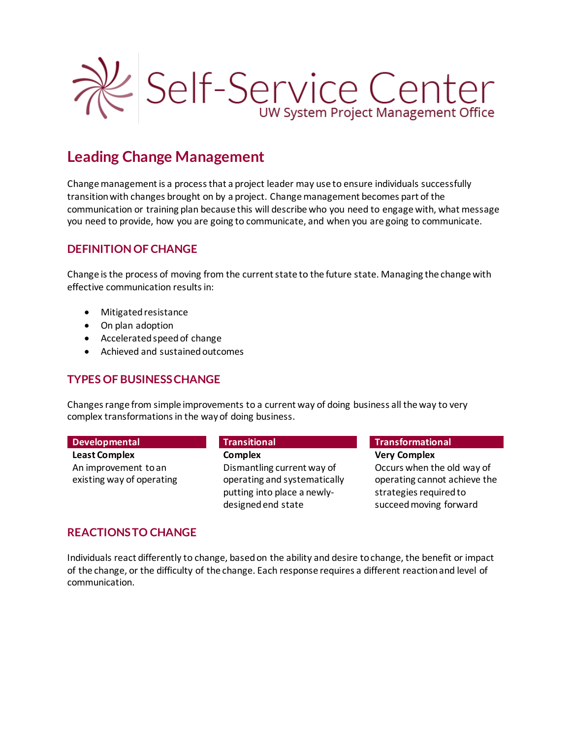# Self-Service Center

UW System Project Management Office

## Leading Change Management

Change management is a process that a project leader may use to ensure individuals successfully transition with changes brought on by a project. Change management becomes part of the communication or training plan because this will describe who you need to engage with, what message you need to provide, how you are going to communicate, and when you are going to communicate.

### DEFINITION OF CHANGE

Change is the process of moving from the current state to the future state. Managing the change with effective communication results in:

- Mitigated resistance
- On plan adoption
- Accelerated speed of change
- Achieved and sustained outcomes

### TYPES OF BUSINESS CHANGE

Changes range from simple improvements to a current way of doing business all the way to very complex transformations in the way of doing business.

| Developmental | Transitional | Transformational |
|---|---|---|
| **Least Complex** | **Complex** | **Very Complex** |
| An improvement to an existing way of operating | Dismantling current way of operating and systematically putting into place a newly-designed end state | Occurs when the old way of operating cannot achieve the strategies required to succeed moving forward |

### REACTIONS TO CHANGE

Individuals react differently to change, based on the ability and desire to change, the benefit or impact of the change, or the difficulty of the change. Each response requires a different reaction and level of communication.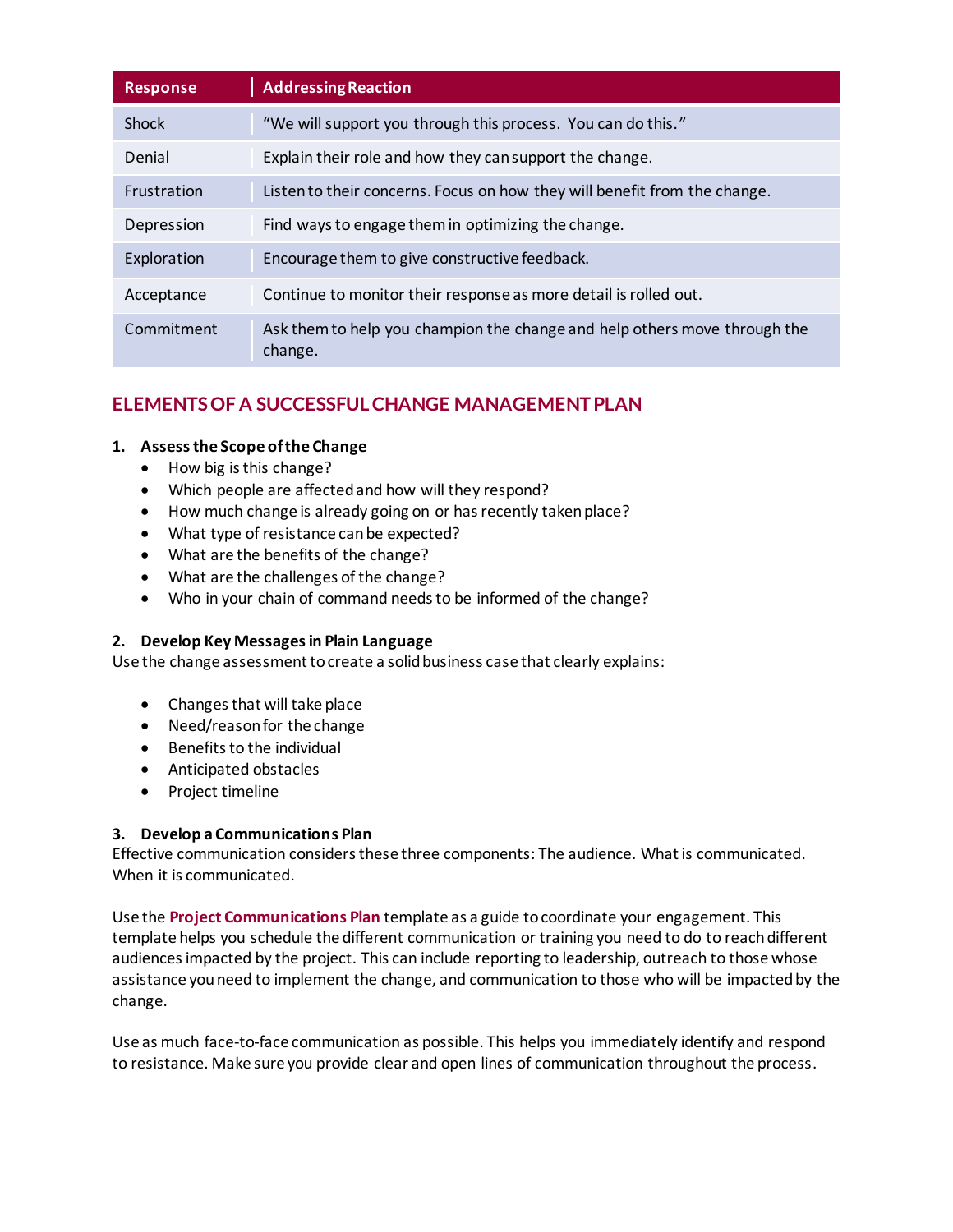| Response | Addressing Reaction |
| --- | --- |
| Shock | "We will support you through this process. You can do this." |
| Denial | Explain their role and how they can support the change. |
| Frustration | Listen to their concerns. Focus on how they will benefit from the change. |
| Depression | Find ways to engage them in optimizing the change. |
| Exploration | Encourage them to give constructive feedback. |
| Acceptance | Continue to monitor their response as more detail is rolled out. |
| Commitment | Ask them to help you champion the change and help others move through the change. |

## ELEMENTS OF A SUCCESSFUL CHANGE MANAGEMENT PLAN

**1. Assess the Scope of the Change**

- How big is this change?
- Which people are affected and how will they respond?
- How much change is already going on or has recently taken place?
- What type of resistance can be expected?
- What are the benefits of the change?
- What are the challenges of the change?
- Who in your chain of command needs to be informed of the change?

**2. Develop Key Messages in Plain Language**

Use the change assessment to create a solid business case that clearly explains:

- Changes that will take place
- Need/reason for the change
- Benefits to the individual
- Anticipated obstacles
- Project timeline

**3. Develop a Communications Plan**

Effective communication considers these three components: The audience. What is communicated. When it is communicated.

Use the **Project Communications Plan** template as a guide to coordinate your engagement. This template helps you schedule the different communication or training you need to do to reach different audiences impacted by the project. This can include reporting to leadership, outreach to those whose assistance you need to implement the change, and communication to those who will be impacted by the change.

Use as much face-to-face communication as possible. This helps you immediately identify and respond to resistance. Make sure you provide clear and open lines of communication throughout the process.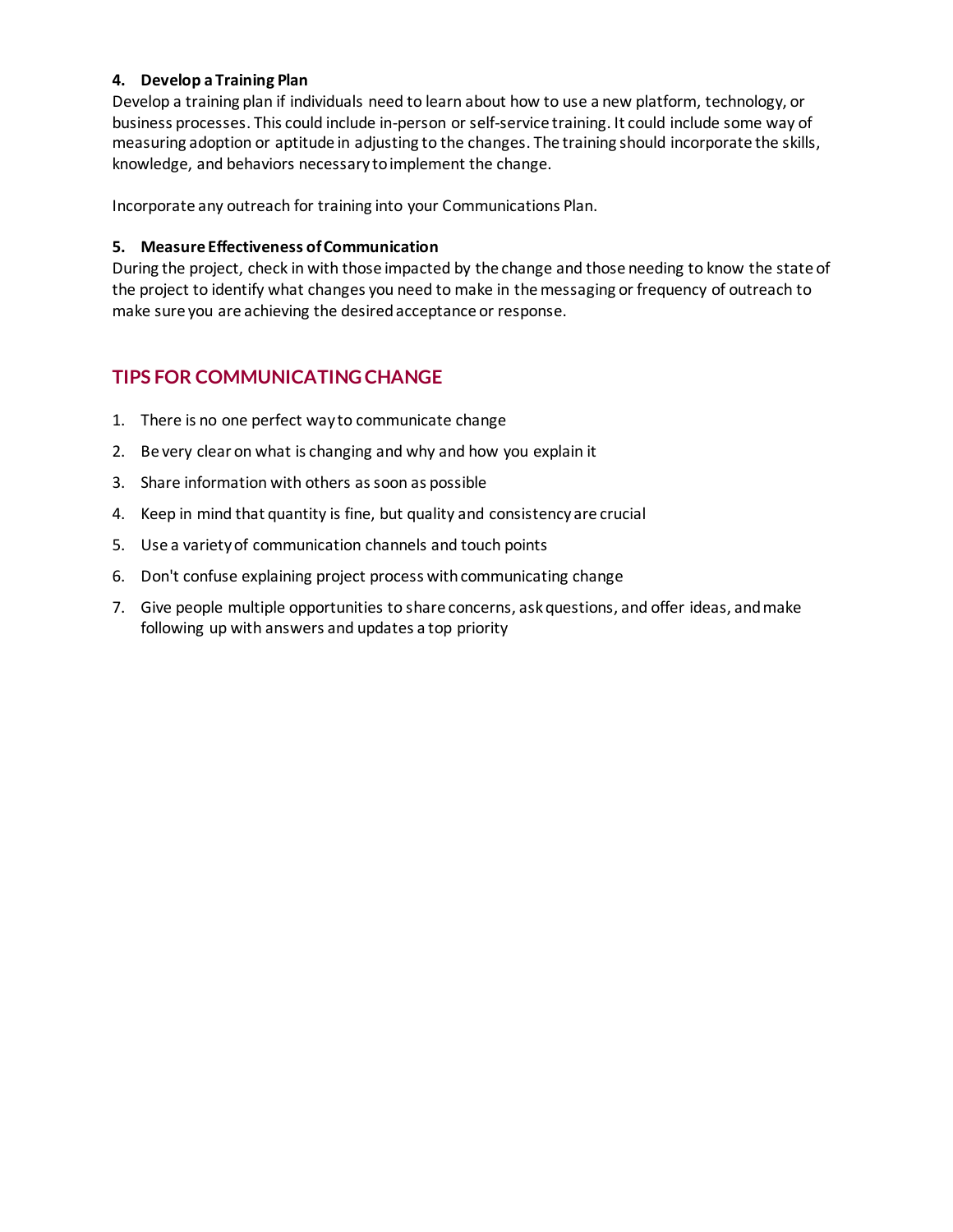**4. Develop a Training Plan**

Develop a training plan if individuals need to learn about how to use a new platform, technology, or business processes. This could include in-person or self-service training. It could include some way of measuring adoption or aptitude in adjusting to the changes. The training should incorporate the skills, knowledge, and behaviors necessary to implement the change.

Incorporate any outreach for training into your Communications Plan.

**5. Measure Effectiveness of Communication**

During the project, check in with those impacted by the change and those needing to know the state of the project to identify what changes you need to make in the messaging or frequency of outreach to make sure you are achieving the desired acceptance or response.

## TIPS FOR COMMUNICATING CHANGE

1. There is no one perfect way to communicate change
2. Be very clear on what is changing and why and how you explain it
3. Share information with others as soon as possible
4. Keep in mind that quantity is fine, but quality and consistency are crucial
5. Use a variety of communication channels and touch points
6. Don't confuse explaining project process with communicating change
7. Give people multiple opportunities to share concerns, ask questions, and offer ideas, and make following up with answers and updates a top priority